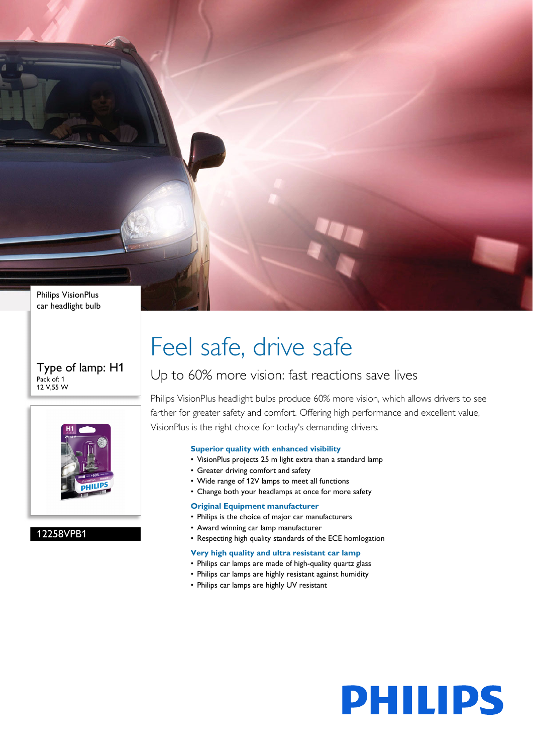Philips VisionPlus
car headlight bulb

Type of lamp: H1
Pack of: 1
12 V,55 W

12258VPB1

# Feel safe, drive safe

## Up to 60% more vision: fast reactions save lives

Philips VisionPlus headlight bulbs produce 60% more vision, which allows drivers to see farther for greater safety and comfort. Offering high performance and excellent value, VisionPlus is the right choice for today's demanding drivers.

### Superior quality with enhanced visibility

- VisionPlus projects 25 m light extra than a standard lamp
- Greater driving comfort and safety
- Wide range of 12V lamps to meet all functions
- Change both your headlamps at once for more safety

### Original Equipment manufacturer

- Philips is the choice of major car manufacturers
- Award winning car lamp manufacturer
- Respecting high quality standards of the ECE homlogation

### Very high quality and ultra resistant car lamp

- Philips car lamps are made of high-quality quartz glass
- Philips car lamps are highly resistant against humidity
- Philips car lamps are highly UV resistant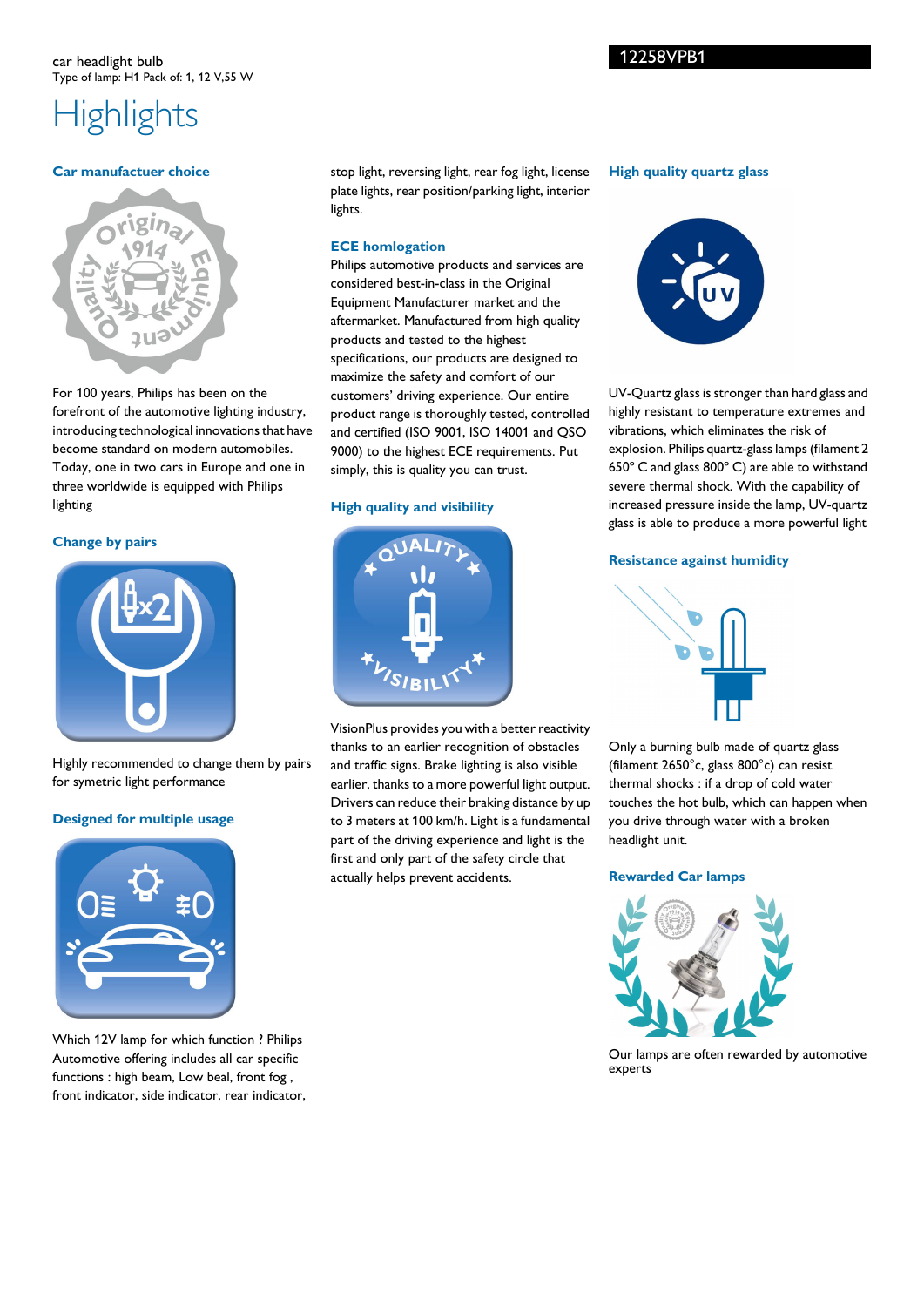car headlight bulb
Type of lamp: H1 Pack of: 1, 12 V,55 W

12258VPB1

# Highlights

### Car manufactuer choice

For 100 years, Philips has been on the forefront of the automotive lighting industry, introducing technological innovations that have become standard on modern automobiles. Today, one in two cars in Europe and one in three worldwide is equipped with Philips lighting

### Change by pairs

Highly recommended to change them by pairs for symetric light performance

### Designed for multiple usage

Which 12V lamp for which function ? Philips Automotive offering includes all car specific functions : high beam, Low beal, front fog , front indicator, side indicator, rear indicator, stop light, reversing light, rear fog light, license plate lights, rear position/parking light, interior lights.

### ECE homlogation

Philips automotive products and services are considered best-in-class in the Original Equipment Manufacturer market and the aftermarket. Manufactured from high quality products and tested to the highest specifications, our products are designed to maximize the safety and comfort of our customers' driving experience. Our entire product range is thoroughly tested, controlled and certified (ISO 9001, ISO 14001 and QSO 9000) to the highest ECE requirements. Put simply, this is quality you can trust.

### High quality and visibility

VisionPlus provides you with a better reactivity thanks to an earlier recognition of obstacles and traffic signs. Brake lighting is also visible earlier, thanks to a more powerful light output. Drivers can reduce their braking distance by up to 3 meters at 100 km/h. Light is a fundamental part of the driving experience and light is the first and only part of the safety circle that actually helps prevent accidents.

### High quality quartz glass

UV-Quartz glass is stronger than hard glass and highly resistant to temperature extremes and vibrations, which eliminates the risk of explosion. Philips quartz-glass lamps (filament 2 650° C and glass 800° C) are able to withstand severe thermal shock. With the capability of increased pressure inside the lamp, UV-quartz glass is able to produce a more powerful light

### Resistance against humidity

Only a burning bulb made of quartz glass (filament 2650°c, glass 800°c) can resist thermal shocks : if a drop of cold water touches the hot bulb, which can happen when you drive through water with a broken headlight unit.

### Rewarded Car lamps

Our lamps are often rewarded by automotive experts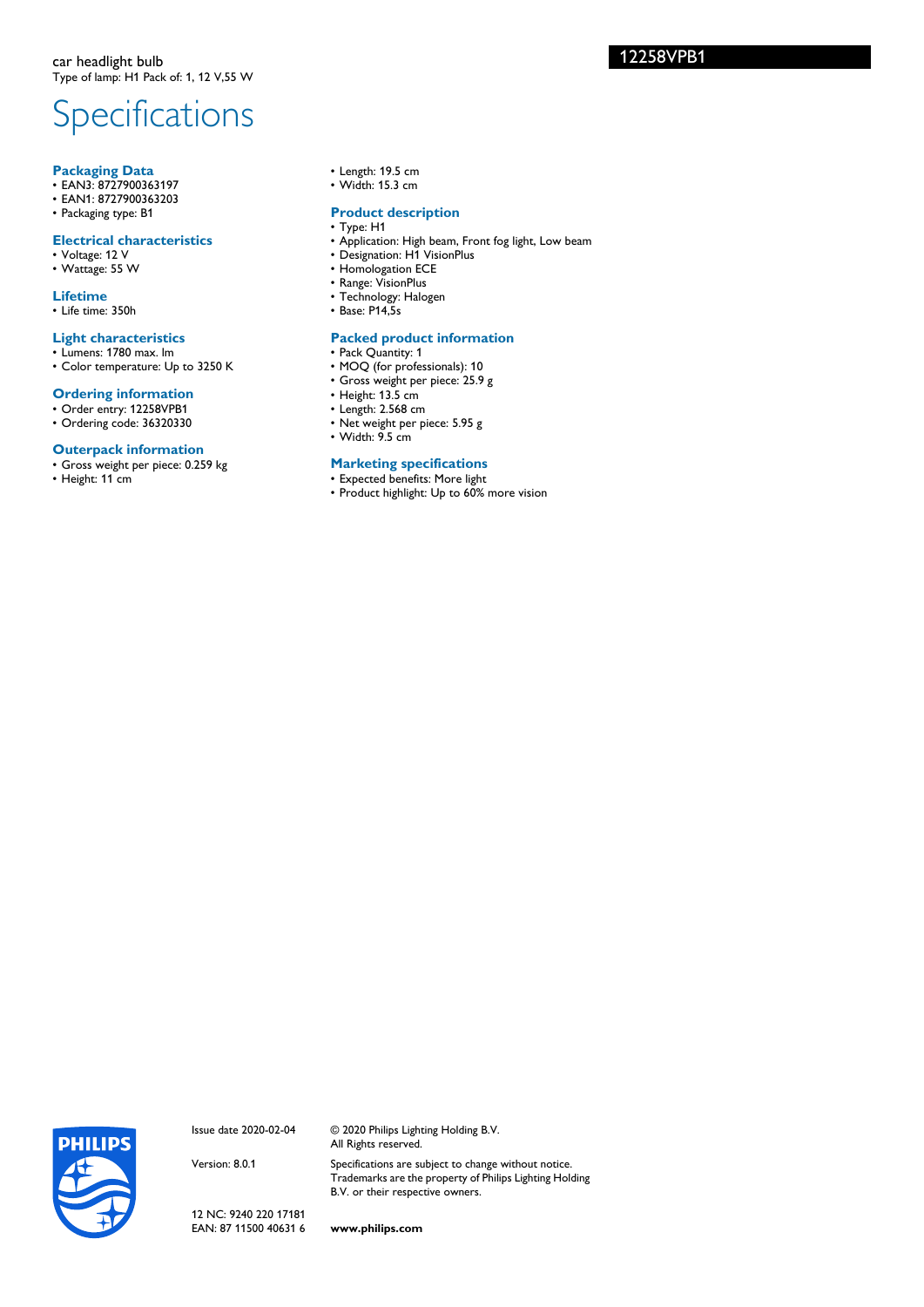car headlight bulb
Type of lamp: H1 Pack of: 1, 12 V,55 W

12258VPB1

# Specifications

### Packaging Data
- EAN3: 8727900363197
- EAN1: 8727900363203
- Packaging type: B1

### Electrical characteristics
- Voltage: 12 V
- Wattage: 55 W

### Lifetime
- Life time: 350h

### Light characteristics
- Lumens: 1780 max. lm
- Color temperature: Up to 3250 K

### Ordering information
- Order entry: 12258VPB1
- Ordering code: 36320330

### Outerpack information
- Gross weight per piece: 0.259 kg
- Height: 11 cm
- Length: 19.5 cm
- Width: 15.3 cm

### Product description
- Type: H1
- Application: High beam, Front fog light, Low beam
- Designation: H1 VisionPlus
- Homologation ECE
- Range: VisionPlus
- Technology: Halogen
- Base: P14,5s

### Packed product information
- Pack Quantity: 1
- MOQ (for professionals): 10
- Gross weight per piece: 25.9 g
- Height: 13.5 cm
- Length: 2.568 cm
- Net weight per piece: 5.95 g
- Width: 9.5 cm

### Marketing specifications
- Expected benefits: More light
- Product highlight: Up to 60% more vision

Issue date 2020-02-04

Version: 8.0.1

12 NC: 9240 220 17181
EAN: 87 11500 40631 6

© 2020 Philips Lighting Holding B.V.
All Rights reserved.

Specifications are subject to change without notice. Trademarks are the property of Philips Lighting Holding B.V. or their respective owners.

**www.philips.com**